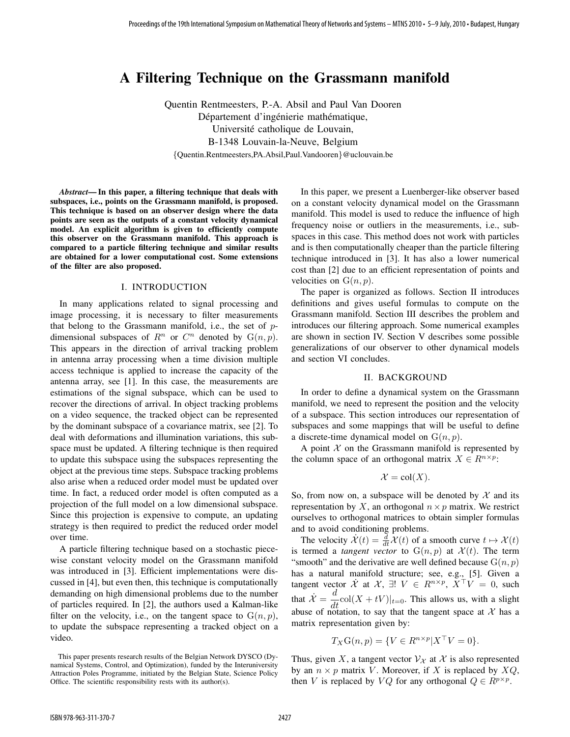# A Filtering Technique on the Grassmann manifold

Quentin Rentmeesters, P.-A. Absil and Paul Van Dooren
Département d'ingénierie mathématique,
Université catholique de Louvain,
B-1348 Louvain-la-Neuve, Belgium
{Quentin.Rentmeesters,PA.Absil,Paul.Vandooren}@uclouvain.be

***Abstract*— In this paper, a filtering technique that deals with subspaces, i.e., points on the Grassmann manifold, is proposed. This technique is based on an observer design where the data points are seen as the outputs of a constant velocity dynamical model. An explicit algorithm is given to efficiently compute this observer on the Grassmann manifold. This approach is compared to a particle filtering technique and similar results are obtained for a lower computational cost. Some extensions of the filter are also proposed.**

## I. INTRODUCTION

In many applications related to signal processing and image processing, it is necessary to filter measurements that belong to the Grassmann manifold, i.e., the set of $p$-dimensional subspaces of $R^n$ or $C^n$ denoted by $\mathrm{G}(n,p)$. This appears in the direction of arrival tracking problem in antenna array processing when a time division multiple access technique is applied to increase the capacity of the antenna array, see [1]. In this case, the measurements are estimations of the signal subspace, which can be used to recover the directions of arrival. In object tracking problems on a video sequence, the tracked object can be represented by the dominant subspace of a covariance matrix, see [2]. To deal with deformations and illumination variations, this subspace must be updated. A filtering technique is then required to update this subspace using the subspaces representing the object at the previous time steps. Subspace tracking problems also arise when a reduced order model must be updated over time. In fact, a reduced order model is often computed as a projection of the full model on a low dimensional subspace. Since this projection is expensive to compute, an updating strategy is then required to predict the reduced order model over time.

A particle filtering technique based on a stochastic piecewise constant velocity model on the Grassmann manifold was introduced in [3]. Efficient implementations were discussed in [4], but even then, this technique is computationally demanding on high dimensional problems due to the number of particles required. In [2], the authors used a Kalman-like filter on the velocity, i.e., on the tangent space to $\mathrm{G}(n,p)$, to update the subspace representing a tracked object on a video.

This paper presents research results of the Belgian Network DYSCO (Dynamical Systems, Control, and Optimization), funded by the Interuniversity Attraction Poles Programme, initiated by the Belgian State, Science Policy Office. The scientific responsibility rests with its author(s).

In this paper, we present a Luenberger-like observer based on a constant velocity dynamical model on the Grassmann manifold. This model is used to reduce the influence of high frequency noise or outliers in the measurements, i.e., subspaces in this case. This method does not work with particles and is then computationally cheaper than the particle filtering technique introduced in [3]. It has also a lower numerical cost than [2] due to an efficient representation of points and velocities on $\mathrm{G}(n,p)$.

The paper is organized as follows. Section II introduces definitions and gives useful formulas to compute on the Grassmann manifold. Section III describes the problem and introduces our filtering approach. Some numerical examples are shown in section IV. Section V describes some possible generalizations of our observer to other dynamical models and section VI concludes.

## II. BACKGROUND

In order to define a dynamical system on the Grassmann manifold, we need to represent the position and the velocity of a subspace. This section introduces our representation of subspaces and some mappings that will be useful to define a discrete-time dynamical model on $\mathrm{G}(n,p)$.

A point $\mathcal{X}$ on the Grassmann manifold is represented by the column space of an orthogonal matrix $X \in R^{n\times p}$:

$$\mathcal{X} = \mathrm{col}(X).$$

So, from now on, a subspace will be denoted by $\mathcal{X}$ and its representation by $X$, an orthogonal $n\times p$ matrix. We restrict ourselves to orthogonal matrices to obtain simpler formulas and to avoid conditioning problems.

The velocity $\dot{\mathcal{X}}(t) = \frac{d}{dt}\mathcal{X}(t)$ of a smooth curve $t \mapsto \mathcal{X}(t)$ is termed a *tangent vector* to $\mathrm{G}(n,p)$ at $\mathcal{X}(t)$. The term "smooth" and the derivative are well defined because $\mathrm{G}(n,p)$ has a natural manifold structure; see, e.g., [5]. Given a tangent vector $\dot{\mathcal{X}}$ at $\mathcal{X}$, $\exists!\ V \in R^{n\times p}$, $X^\top V = 0$, such that $\dot{\mathcal{X}} = \dfrac{d}{dt}\mathrm{col}(X+tV)|_{t=0}$. This allows us, with a slight abuse of notation, to say that the tangent space at $\mathcal{X}$ has a matrix representation given by:

$$T_X\mathrm{G}(n,p) = \{V \in R^{n\times p} | X^\top V = 0\}.$$

Thus, given $X$, a tangent vector $\mathcal{V}_{\mathcal{X}}$ at $\mathcal{X}$ is also represented by an $n\times p$ matrix $V$. Moreover, if $X$ is replaced by $XQ$, then $V$ is replaced by $VQ$ for any orthogonal $Q \in R^{p\times p}$.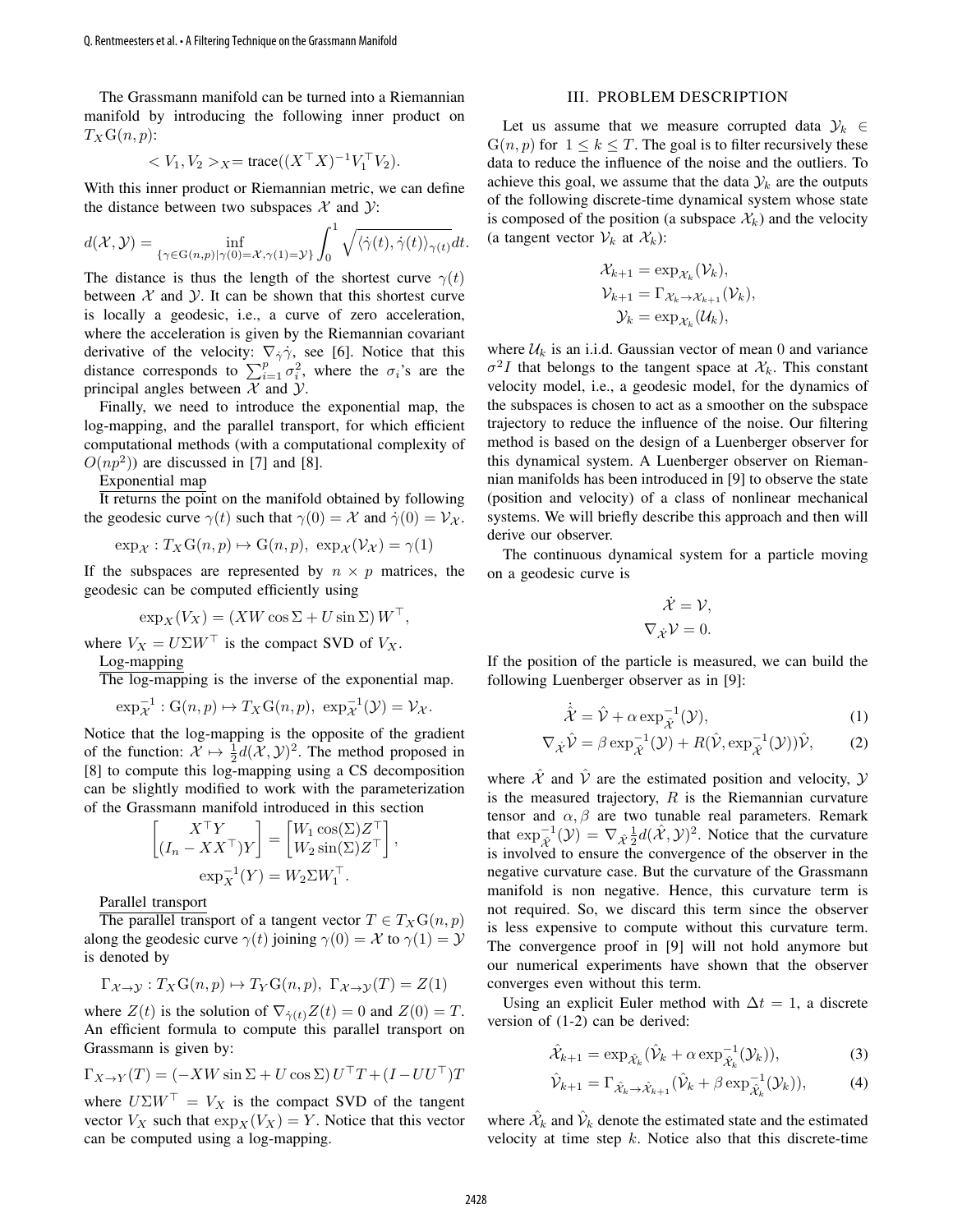The Grassmann manifold can be turned into a Riemannian manifold by introducing the following inner product on $T_X\mathrm{G}(n,p)$:

$$< V_1, V_2 >_X = \mathrm{trace}((X^\top X)^{-1} V_1^\top V_2).$$

With this inner product or Riemannian metric, we can define the distance between two subspaces $\mathcal{X}$ and $\mathcal{Y}$:

$$d(\mathcal{X},\mathcal{Y}) = \inf_{\{\gamma \in \mathrm{G}(n,p) | \gamma(0)=\mathcal{X}, \gamma(1)=\mathcal{Y}\}} \int_0^1 \sqrt{\langle \dot\gamma(t), \dot\gamma(t)\rangle_{\gamma(t)}} dt.$$

The distance is thus the length of the shortest curve $\gamma(t)$ between $\mathcal{X}$ and $\mathcal{Y}$. It can be shown that this shortest curve is locally a geodesic, i.e., a curve of zero acceleration, where the acceleration is given by the Riemannian covariant derivative of the velocity: $\nabla_{\dot\gamma}\dot\gamma$, see [6]. Notice that this distance corresponds to $\sum_{i=1}^p \sigma_i^2$, where the $\sigma_i$'s are the principal angles between $\mathcal{X}$ and $\mathcal{Y}$.

Finally, we need to introduce the exponential map, the log-mapping, and the parallel transport, for which efficient computational methods (with a computational complexity of $O(np^2)$) are discussed in [7] and [8].

Exponential map

It returns the point on the manifold obtained by following the geodesic curve $\gamma(t)$ such that $\gamma(0) = \mathcal{X}$ and $\dot\gamma(0) = \mathcal{V}_\mathcal{X}$.

$$\exp_\mathcal{X} : T_X\mathrm{G}(n,p) \mapsto \mathrm{G}(n,p),\ \exp_\mathcal{X}(\mathcal{V}_\mathcal{X}) = \gamma(1)$$

If the subspaces are represented by $n \times p$ matrices, the geodesic can be computed efficiently using

$$\exp_X(V_X) = (XW \cos\Sigma + U \sin\Sigma)\, W^\top,$$

where $V_X = U\Sigma W^\top$ is the compact SVD of $V_X$.

Log-mapping

The log-mapping is the inverse of the exponential map.

$$\exp_\mathcal{X}^{-1} : \mathrm{G}(n,p) \mapsto T_X\mathrm{G}(n,p),\ \exp_\mathcal{X}^{-1}(\mathcal{Y}) = \mathcal{V}_\mathcal{X}.$$

Notice that the log-mapping is the opposite of the gradient of the function: $\mathcal{X} \mapsto \frac{1}{2}d(\mathcal{X},\mathcal{Y})^2$. The method proposed in [8] to compute this log-mapping using a CS decomposition can be slightly modified to work with the parameterization of the Grassmann manifold introduced in this section

$$\begin{bmatrix} X^\top Y \\ (I_n - XX^\top)Y \end{bmatrix} = \begin{bmatrix} W_1 \cos(\Sigma) Z^\top \\ W_2 \sin(\Sigma) Z^\top \end{bmatrix},$$

$$\exp_X^{-1}(Y) = W_2 \Sigma W_1^\top.$$

Parallel transport

The parallel transport of a tangent vector $T \in T_X\mathrm{G}(n,p)$ along the geodesic curve $\gamma(t)$ joining $\gamma(0) = \mathcal{X}$ to $\gamma(1) = \mathcal{Y}$ is denoted by

$$\Gamma_{\mathcal{X}\to\mathcal{Y}} : T_X\mathrm{G}(n,p) \mapsto T_Y\mathrm{G}(n,p),\ \Gamma_{\mathcal{X}\to\mathcal{Y}}(T) = Z(1)$$

where $Z(t)$ is the solution of $\nabla_{\dot\gamma(t)}Z(t) = 0$ and $Z(0) = T$. An efficient formula to compute this parallel transport on Grassmann is given by:

$$\Gamma_{X\to Y}(T) = (-XW\sin\Sigma + U\cos\Sigma)\, U^\top T + (I - UU^\top)T$$

where $U\Sigma W^\top = V_X$ is the compact SVD of the tangent vector $V_X$ such that $\exp_X(V_X) = Y$. Notice that this vector can be computed using a log-mapping.

## III. PROBLEM DESCRIPTION

Let us assume that we measure corrupted data $\mathcal{Y}_k \in \mathrm{G}(n,p)$ for $1 \le k \le T$. The goal is to filter recursively these data to reduce the influence of the noise and the outliers. To achieve this goal, we assume that the data $\mathcal{Y}_k$ are the outputs of the following discrete-time dynamical system whose state is composed of the position (a subspace $\mathcal{X}_k$) and the velocity (a tangent vector $\mathcal{V}_k$ at $\mathcal{X}_k$):

$$\begin{aligned} \mathcal{X}_{k+1} &= \exp_{\mathcal{X}_k}(\mathcal{V}_k), \\ \mathcal{V}_{k+1} &= \Gamma_{\mathcal{X}_k \to \mathcal{X}_{k+1}}(\mathcal{V}_k), \\ \mathcal{Y}_k &= \exp_{\mathcal{X}_k}(\mathcal{U}_k), \end{aligned}$$

where $\mathcal{U}_k$ is an i.i.d. Gaussian vector of mean 0 and variance $\sigma^2 I$ that belongs to the tangent space at $\mathcal{X}_k$. This constant velocity model, i.e., a geodesic model, for the dynamics of the subspaces is chosen to act as a smoother on the subspace trajectory to reduce the influence of the noise. Our filtering method is based on the design of a Luenberger observer for this dynamical system. A Luenberger observer on Riemannian manifolds has been introduced in [9] to observe the state (position and velocity) of a class of nonlinear mechanical systems. We will briefly describe this approach and then will derive our observer.

The continuous dynamical system for a particle moving on a geodesic curve is

$$\begin{aligned} \dot{\mathcal{X}} &= \mathcal{V}, \\ \nabla_{\dot{\mathcal{X}}}\mathcal{V} &= 0. \end{aligned}$$

If the position of the particle is measured, we can build the following Luenberger observer as in [9]:

$$\dot{\hat{\mathcal{X}}} = \hat{\mathcal{V}} + \alpha \exp_{\hat{\mathcal{X}}}^{-1}(\mathcal{Y}), \tag{1}$$

$$\nabla_{\dot{\hat{\mathcal{X}}}}\hat{\mathcal{V}} = \beta \exp_{\hat{\mathcal{X}}}^{-1}(\mathcal{Y}) + R(\hat{\mathcal{V}}, \exp_{\hat{\mathcal{X}}}^{-1}(\mathcal{Y}))\hat{\mathcal{V}}, \tag{2}$$

where $\hat{\mathcal{X}}$ and $\hat{\mathcal{V}}$ are the estimated position and velocity, $\mathcal{Y}$ is the measured trajectory, $R$ is the Riemannian curvature tensor and $\alpha, \beta$ are two tunable real parameters. Remark that $\exp_{\hat{\mathcal{X}}}^{-1}(\mathcal{Y}) = \nabla_{\hat{\mathcal{X}}}\frac{1}{2}d(\hat{\mathcal{X}},\mathcal{Y})^2$. Notice that the curvature is involved to ensure the convergence of the observer in the negative curvature case. But the curvature of the Grassmann manifold is non negative. Hence, this curvature term is not required. So, we discard this term since the observer is less expensive to compute without this curvature term. The convergence proof in [9] will not hold anymore but our numerical experiments have shown that the observer converges even without this term.

Using an explicit Euler method with $\Delta t = 1$, a discrete version of (1-2) can be derived:

$$\hat{\mathcal{X}}_{k+1} = \exp_{\hat{\mathcal{X}}_k}(\hat{\mathcal{V}}_k + \alpha \exp_{\hat{\mathcal{X}}_k}^{-1}(\mathcal{Y}_k)), \tag{3}$$

$$\hat{\mathcal{V}}_{k+1} = \Gamma_{\hat{\mathcal{X}}_k \to \hat{\mathcal{X}}_{k+1}}(\hat{\mathcal{V}}_k + \beta \exp_{\hat{\mathcal{X}}_k}^{-1}(\mathcal{Y}_k)), \tag{4}$$

where $\hat{\mathcal{X}}_k$ and $\hat{\mathcal{V}}_k$ denote the estimated state and the estimated velocity at time step $k$. Notice also that this discrete-time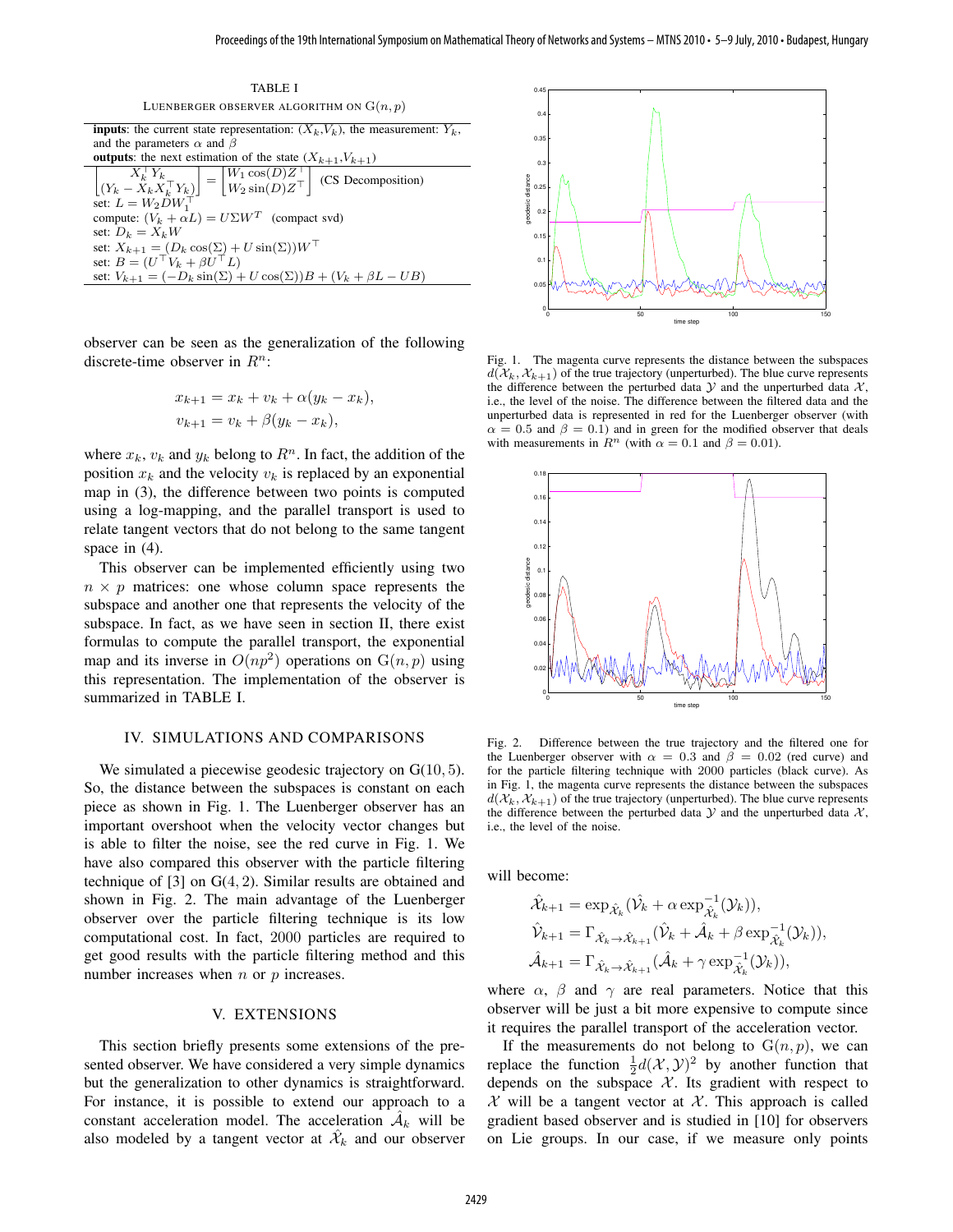TABLE I

LUENBERGER OBSERVER ALGORITHM ON $\mathrm{G}(n, p)$

**inputs**: the current state representation: $(X_k, V_k)$, the measurement: $Y_k$, and the parameters $\alpha$ and $\beta$

**outputs**: the next estimation of the state $(X_{k+1}, V_{k+1})$

$$\begin{bmatrix} X_k^\top Y_k \\ (Y_k - X_k X_k^\top Y_k) \end{bmatrix} = \begin{bmatrix} W_1 \cos(D) Z^\top \\ W_2 \sin(D) Z^\top \end{bmatrix} \quad \text{(CS Decomposition)}$$

set: $L = W_2 D W_1^\top$

compute: $(V_k + \alpha L) = U \Sigma W^T$ (compact svd)

set: $D_k = X_k W$

set: $X_{k+1} = (D_k \cos(\Sigma) + U \sin(\Sigma)) W^\top$

set: $B = (U^\top V_k + \beta U^\top L)$

set: $V_{k+1} = (-D_k \sin(\Sigma) + U \cos(\Sigma)) B + (V_k + \beta L - UB)$

observer can be seen as the generalization of the following discrete-time observer in $R^n$:

$$x_{k+1} = x_k + v_k + \alpha(y_k - x_k),$$
$$v_{k+1} = v_k + \beta(y_k - x_k),$$

where $x_k$, $v_k$ and $y_k$ belong to $R^n$. In fact, the addition of the position $x_k$ and the velocity $v_k$ is replaced by an exponential map in (3), the difference between two points is computed using a log-mapping, and the parallel transport is used to relate tangent vectors that do not belong to the same tangent space in (4).

This observer can be implemented efficiently using two $n \times p$ matrices: one whose column space represents the subspace and another one that represents the velocity of the subspace. In fact, as we have seen in section II, there exist formulas to compute the parallel transport, the exponential map and its inverse in $O(np^2)$ operations on $\mathrm{G}(n, p)$ using this representation. The implementation of the observer is summarized in TABLE I.

## IV. SIMULATIONS AND COMPARISONS

We simulated a piecewise geodesic trajectory on $\mathrm{G}(10, 5)$. So, the distance between the subspaces is constant on each piece as shown in Fig. 1. The Luenberger observer has an important overshoot when the velocity vector changes but is able to filter the noise, see the red curve in Fig. 1. We have also compared this observer with the particle filtering technique of [3] on $\mathrm{G}(4, 2)$. Similar results are obtained and shown in Fig. 2. The main advantage of the Luenberger observer over the particle filtering technique is its low computational cost. In fact, 2000 particles are required to get good results with the particle filtering method and this number increases when $n$ or $p$ increases.

## V. EXTENSIONS

This section briefly presents some extensions of the presented observer. We have considered a very simple dynamics but the generalization to other dynamics is straightforward. For instance, it is possible to extend our approach to a constant acceleration model. The acceleration $\hat{\mathcal{A}}_k$ will be also modeled by a tangent vector at $\hat{\mathcal{X}}_k$ and our observer will become:

$$\hat{\mathcal{X}}_{k+1} = \exp_{\hat{\mathcal{X}}_k}(\hat{\mathcal{V}}_k + \alpha \exp^{-1}_{\hat{\mathcal{X}}_k}(\mathcal{Y}_k)),$$
$$\hat{\mathcal{V}}_{k+1} = \Gamma_{\hat{\mathcal{X}}_k \to \hat{\mathcal{X}}_{k+1}}(\hat{\mathcal{V}}_k + \hat{\mathcal{A}}_k + \beta \exp^{-1}_{\hat{\mathcal{X}}_k}(\mathcal{Y}_k)),$$
$$\hat{\mathcal{A}}_{k+1} = \Gamma_{\hat{\mathcal{X}}_k \to \hat{\mathcal{X}}_{k+1}}(\hat{\mathcal{A}}_k + \gamma \exp^{-1}_{\hat{\mathcal{X}}_k}(\mathcal{Y}_k)),$$

where $\alpha$, $\beta$ and $\gamma$ are real parameters. Notice that this observer will be just a bit more expensive to compute since it requires the parallel transport of the acceleration vector.

If the measurements do not belong to $\mathrm{G}(n, p)$, we can replace the function $\frac{1}{2}d(\mathcal{X}, \mathcal{Y})^2$ by another function that depends on the subspace $\mathcal{X}$. Its gradient with respect to $\mathcal{X}$ will be a tangent vector at $\mathcal{X}$. This approach is called gradient based observer and is studied in [10] for observers on Lie groups. In our case, if we measure only points

Fig. 1. The magenta curve represents the distance between the subspaces $d(\mathcal{X}_k, \mathcal{X}_{k+1})$ of the true trajectory (unperturbed). The blue curve represents the difference between the perturbed data $\mathcal{Y}$ and the unperturbed data $\mathcal{X}$, i.e., the level of the noise. The difference between the filtered data and the unperturbed data is represented in red for the Luenberger observer (with $\alpha = 0.5$ and $\beta = 0.1$) and in green for the modified observer that deals with measurements in $R^n$ (with $\alpha = 0.1$ and $\beta = 0.01$).

Fig. 2. Difference between the true trajectory and the filtered one for the Luenberger observer with $\alpha = 0.3$ and $\beta = 0.02$ (red curve) and for the particle filtering technique with 2000 particles (black curve). As in Fig. 1, the magenta curve represents the distance between the subspaces $d(\mathcal{X}_k, \mathcal{X}_{k+1})$ of the true trajectory (unperturbed). The blue curve represents the difference between the perturbed data $\mathcal{Y}$ and the unperturbed data $\mathcal{X}$, i.e., the level of the noise.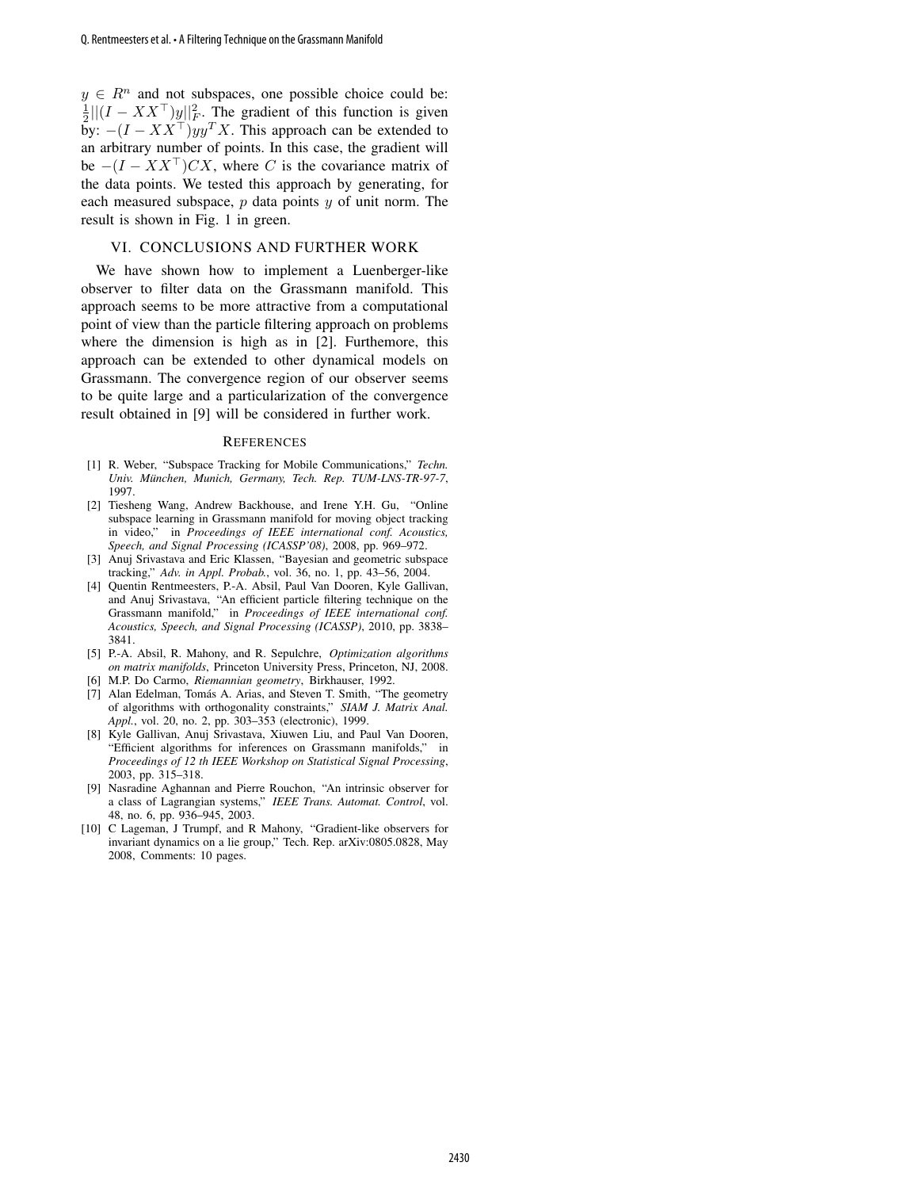$y \in R^n$ and not subspaces, one possible choice could be: $\frac{1}{2}||(I - XX^\top)y||_F^2$. The gradient of this function is given by: $-(I - XX^\top)yy^T X$. This approach can be extended to an arbitrary number of points. In this case, the gradient will be $-(I - XX^\top)CX$, where $C$ is the covariance matrix of the data points. We tested this approach by generating, for each measured subspace, $p$ data points $y$ of unit norm. The result is shown in Fig. 1 in green.

## VI. CONCLUSIONS AND FURTHER WORK

We have shown how to implement a Luenberger-like observer to filter data on the Grassmann manifold. This approach seems to be more attractive from a computational point of view than the particle filtering approach on problems where the dimension is high as in [2]. Furthemore, this approach can be extended to other dynamical models on Grassmann. The convergence region of our observer seems to be quite large and a particularization of the convergence result obtained in [9] will be considered in further work.

## REFERENCES

[1] R. Weber, "Subspace Tracking for Mobile Communications," *Techn. Univ. München, Munich, Germany, Tech. Rep. TUM-LNS-TR-97-7*, 1997.

[2] Tiesheng Wang, Andrew Backhouse, and Irene Y.H. Gu, "Online subspace learning in Grassmann manifold for moving object tracking in video," in *Proceedings of IEEE international conf. Acoustics, Speech, and Signal Processing (ICASSP'08)*, 2008, pp. 969–972.

[3] Anuj Srivastava and Eric Klassen, "Bayesian and geometric subspace tracking," *Adv. in Appl. Probab.*, vol. 36, no. 1, pp. 43–56, 2004.

[4] Quentin Rentmeesters, P.-A. Absil, Paul Van Dooren, Kyle Gallivan, and Anuj Srivastava, "An efficient particle filtering technique on the Grassmann manifold," in *Proceedings of IEEE international conf. Acoustics, Speech, and Signal Processing (ICASSP)*, 2010, pp. 3838–3841.

[5] P.-A. Absil, R. Mahony, and R. Sepulchre, *Optimization algorithms on matrix manifolds*, Princeton University Press, Princeton, NJ, 2008.

[6] M.P. Do Carmo, *Riemannian geometry*, Birkhauser, 1992.

[7] Alan Edelman, Tomás A. Arias, and Steven T. Smith, "The geometry of algorithms with orthogonality constraints," *SIAM J. Matrix Anal. Appl.*, vol. 20, no. 2, pp. 303–353 (electronic), 1999.

[8] Kyle Gallivan, Anuj Srivastava, Xiuwen Liu, and Paul Van Dooren, "Efficient algorithms for inferences on Grassmann manifolds," in *Proceedings of 12 th IEEE Workshop on Statistical Signal Processing*, 2003, pp. 315–318.

[9] Nasradine Aghannan and Pierre Rouchon, "An intrinsic observer for a class of Lagrangian systems," *IEEE Trans. Automat. Control*, vol. 48, no. 6, pp. 936–945, 2003.

[10] C Lageman, J Trumpf, and R Mahony, "Gradient-like observers for invariant dynamics on a lie group," Tech. Rep. arXiv:0805.0828, May 2008, Comments: 10 pages.